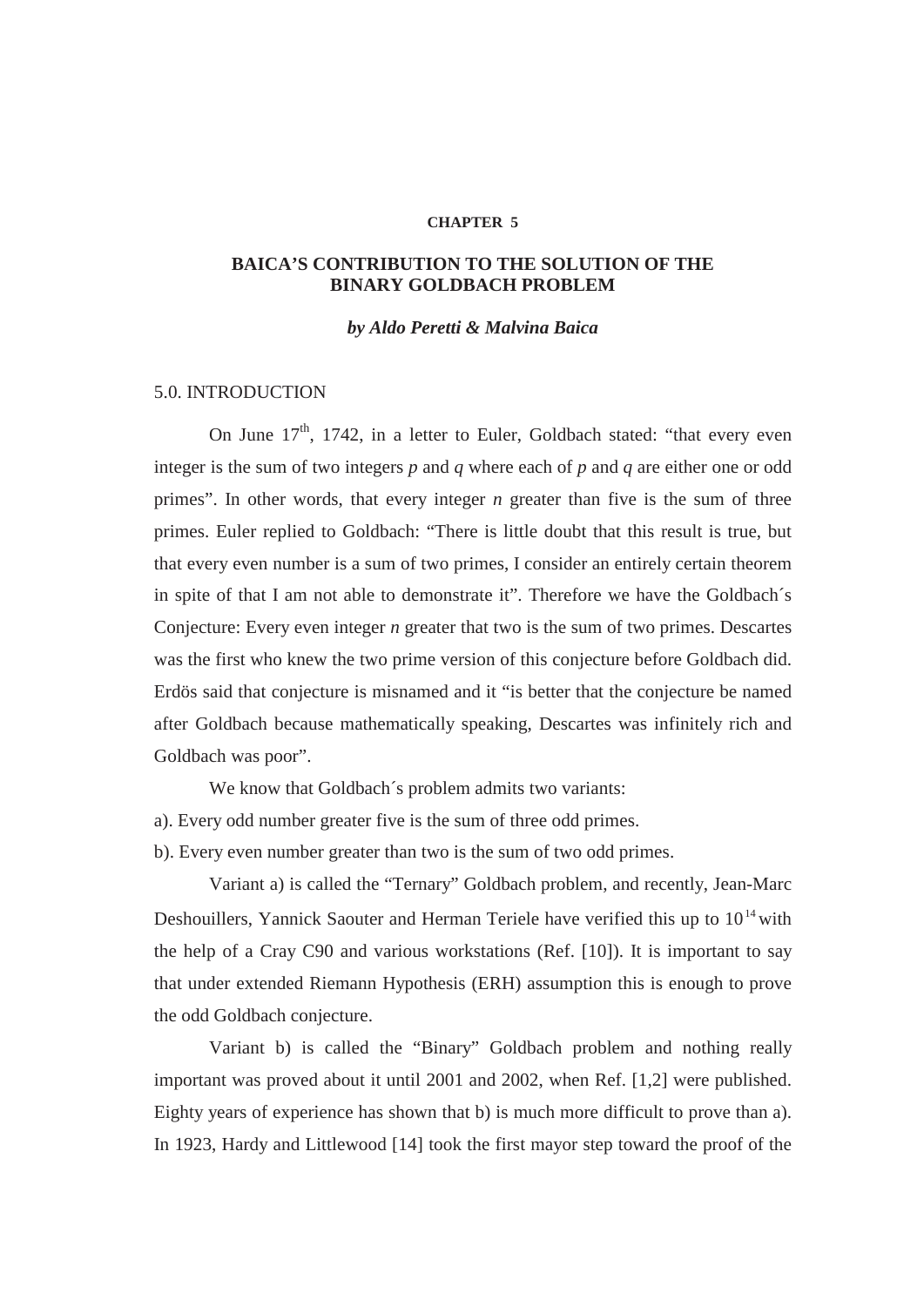**CHAPTER 5**

# BAICA'S CONTRIBUTION TO THE SOLUTION OF THE BINARY GOLDBACH PROBLEM

***by Aldo Peretti & Malvina Baica***

## 5.0. INTRODUCTION

On June $17^{th}$, 1742, in a letter to Euler, Goldbach stated: "that every even integer is the sum of two integers *p* and *q* where each of *p* and *q* are either one or odd primes". In other words, that every integer *n* greater than five is the sum of three primes. Euler replied to Goldbach: "There is little doubt that this result is true, but that every even number is a sum of two primes, I consider an entirely certain theorem in spite of that I am not able to demonstrate it". Therefore we have the Goldbach´s Conjecture: Every even integer *n* greater that two is the sum of two primes. Descartes was the first who knew the two prime version of this conjecture before Goldbach did. Erdös said that conjecture is misnamed and it "is better that the conjecture be named after Goldbach because mathematically speaking, Descartes was infinitely rich and Goldbach was poor".

We know that Goldbach´s problem admits two variants:

a). Every odd number greater five is the sum of three odd primes.

b). Every even number greater than two is the sum of two odd primes.

Variant a) is called the "Ternary" Goldbach problem, and recently, Jean-Marc Deshouillers, Yannick Saouter and Herman Teriele have verified this up to $10^{14}$ with the help of a Cray C90 and various workstations (Ref. [10]). It is important to say that under extended Riemann Hypothesis (ERH) assumption this is enough to prove the odd Goldbach conjecture.

Variant b) is called the "Binary" Goldbach problem and nothing really important was proved about it until 2001 and 2002, when Ref. [1,2] were published. Eighty years of experience has shown that b) is much more difficult to prove than a). In 1923, Hardy and Littlewood [14] took the first mayor step toward the proof of the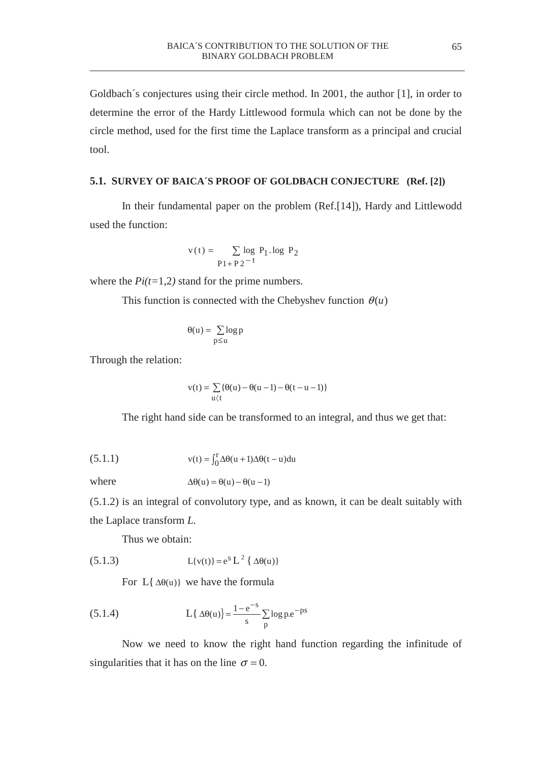Goldbach´s conjectures using their circle method. In 2001, the author [1], in order to determine the error of the Hardy Littlewood formula which can not be done by the circle method, used for the first time the Laplace transform as a principal and crucial tool.

### 5.1. SURVEY OF BAICA´S PROOF OF GOLDBACH CONJECTURE (Ref. [2])

In their fundamental paper on the problem (Ref.[14]), Hardy and Littlewodd used the function:

$$v(t) = \sum_{P1+P2-t} \log P_1 . \log P_2$$

where the $Pi(t=1,2)$ stand for the prime numbers.

This function is connected with the Chebyshev function $\theta(u)$

$$\theta(u) = \sum_{p \le u} \log p$$

Through the relation:

$$v(t) = \sum_{u \langle t} \{\theta(u) - \theta(u-1) - \theta(t-u-1)\}$$

The right hand side can be transformed to an integral, and thus we get that:

(5.1.1) $$v(t) = \int_0^r \Delta\theta(u+1)\Delta\theta(t-u)du$$

where $$\Delta\theta(u) = \theta(u) - \theta(u-1)$$

(5.1.2) is an integral of convolutory type, and as known, it can be dealt suitably with the Laplace transform *L*.

Thus we obtain:

(5.1.3) $$L\{v(t)\} = e^s L^2 \{\Delta\theta(u)\}$$

For $L\{\Delta\theta(u)\}$ we have the formula

(5.1.4) $$L\{\Delta\theta(u)\} = \frac{1-e^{-s}}{s} \sum_p \log p.e^{-ps}$$

Now we need to know the right hand function regarding the infinitude of singularities that it has on the line $\sigma = 0$.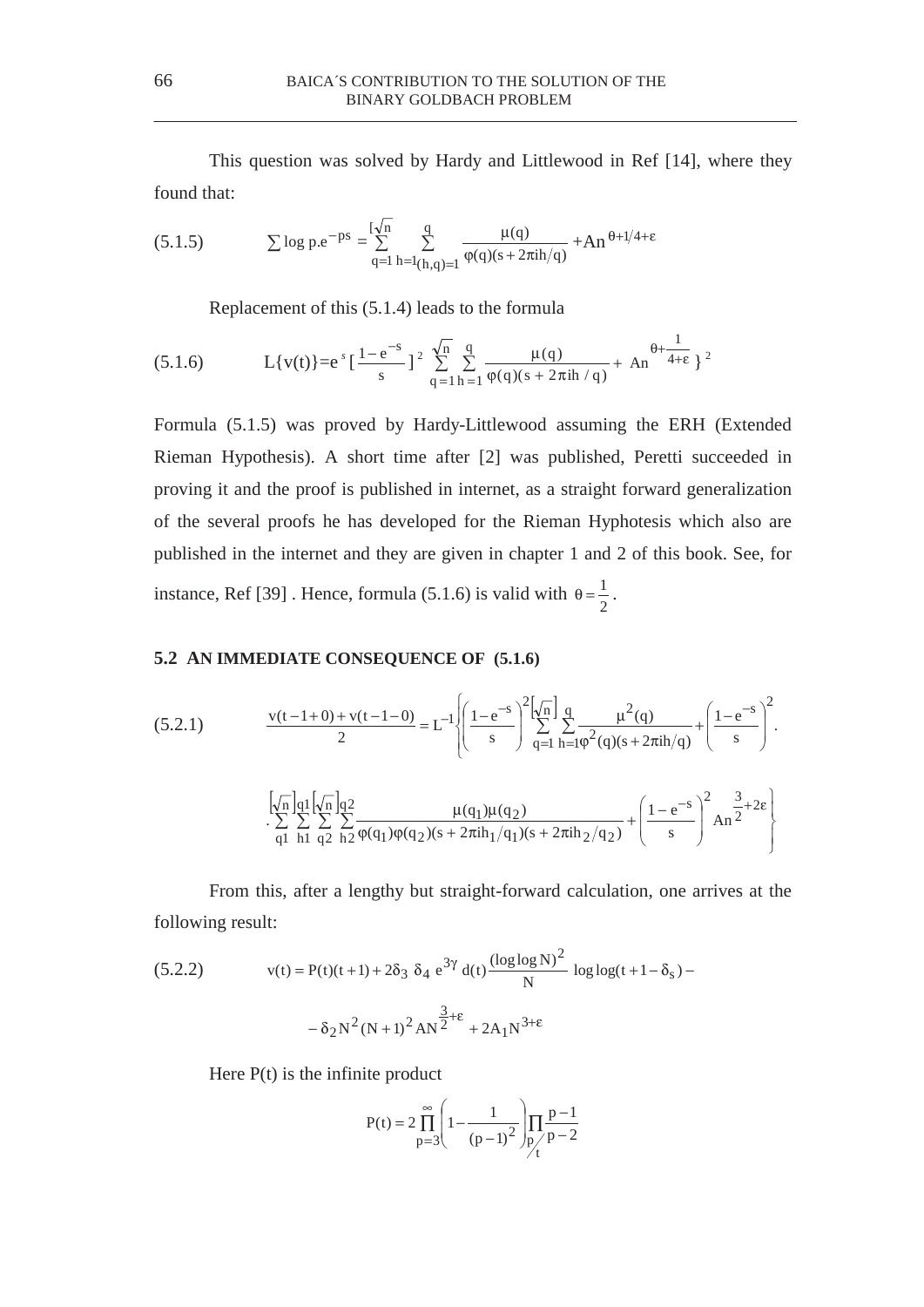This question was solved by Hardy and Littlewood in Ref [14], where they found that:

$$\sum \log p.e^{-ps} = \sum_{q=1}^{[\sqrt{n}} \sum_{h=1 (h,q)=1}^{q} \frac{\mu(q)}{\varphi(q)(s+2\pi ih/q)} + An^{\theta+1/4+\varepsilon} \tag{5.1.5}$$

Replacement of this (5.1.4) leads to the formula

$$L\{v(t)\} = e^{s}\left[\frac{1-e^{-s}}{s}\right]^{2} \sum_{q=1}^{\sqrt{n}} \sum_{h=1}^{q} \frac{\mu(q)}{\varphi(q)(s+2\pi ih/q)} + An^{\theta+\frac{1}{4+\varepsilon}}\}^{2} \tag{5.1.6}$$

Formula (5.1.5) was proved by Hardy-Littlewood assuming the ERH (Extended Rieman Hypothesis). A short time after [2] was published, Peretti succeeded in proving it and the proof is published in internet, as a straight forward generalization of the several proofs he has developed for the Rieman Hyphotesis which also are published in the internet and they are given in chapter 1 and 2 of this book. See, for instance, Ref [39] . Hence, formula (5.1.6) is valid with $\theta = \frac{1}{2}$.

## 5.2 AN IMMEDIATE CONSEQUENCE OF (5.1.6)

$$\frac{v(t-1+0)+v(t-1-0)}{2} = L^{-1}\left\{\left(\frac{1-e^{-s}}{s}\right)^{2} \sum_{q=1}^{[\sqrt{n}]} \sum_{h=1}^{q} \frac{\mu^{2}(q)}{\varphi^{2}(q)(s+2\pi ih/q)} + \left(\frac{1-e^{-s}}{s}\right)^{2} \cdot \right. \tag{5.2.1}$$

$$\left. \cdot \sum_{q1}^{[\sqrt{n}]} \sum_{h1}^{q1} \sum_{q2}^{[\sqrt{n}]} \sum_{h2}^{q2} \frac{\mu(q_1)\mu(q_2)}{\varphi(q_1)\varphi(q_2)(s+2\pi ih_1/q_1)(s+2\pi ih_2/q_2)} + \left(\frac{1-e^{-s}}{s}\right)^{2} An^{\frac{3}{2}+2\varepsilon}\right\}$$

From this, after a lengthy but straight-forward calculation, one arrives at the following result:

$$v(t) = P(t)(t+1) + 2\delta_3\ \delta_4\ e^{3\gamma}\ d(t)\frac{(\log\log N)^{2}}{N}\ \log\log(t+1-\delta_s) - \tag{5.2.2}$$

$$-\delta_2 N^{2}(N+1)^{2} AN^{\frac{3}{2}+\varepsilon} + 2A_1 N^{3+\varepsilon}$$

Here P(t) is the infinite product

$$P(t) = 2\prod_{p=3}^{\infty}\left(1-\frac{1}{(p-1)^{2}}\right)\prod_{p/t}\frac{p-1}{p-2}$$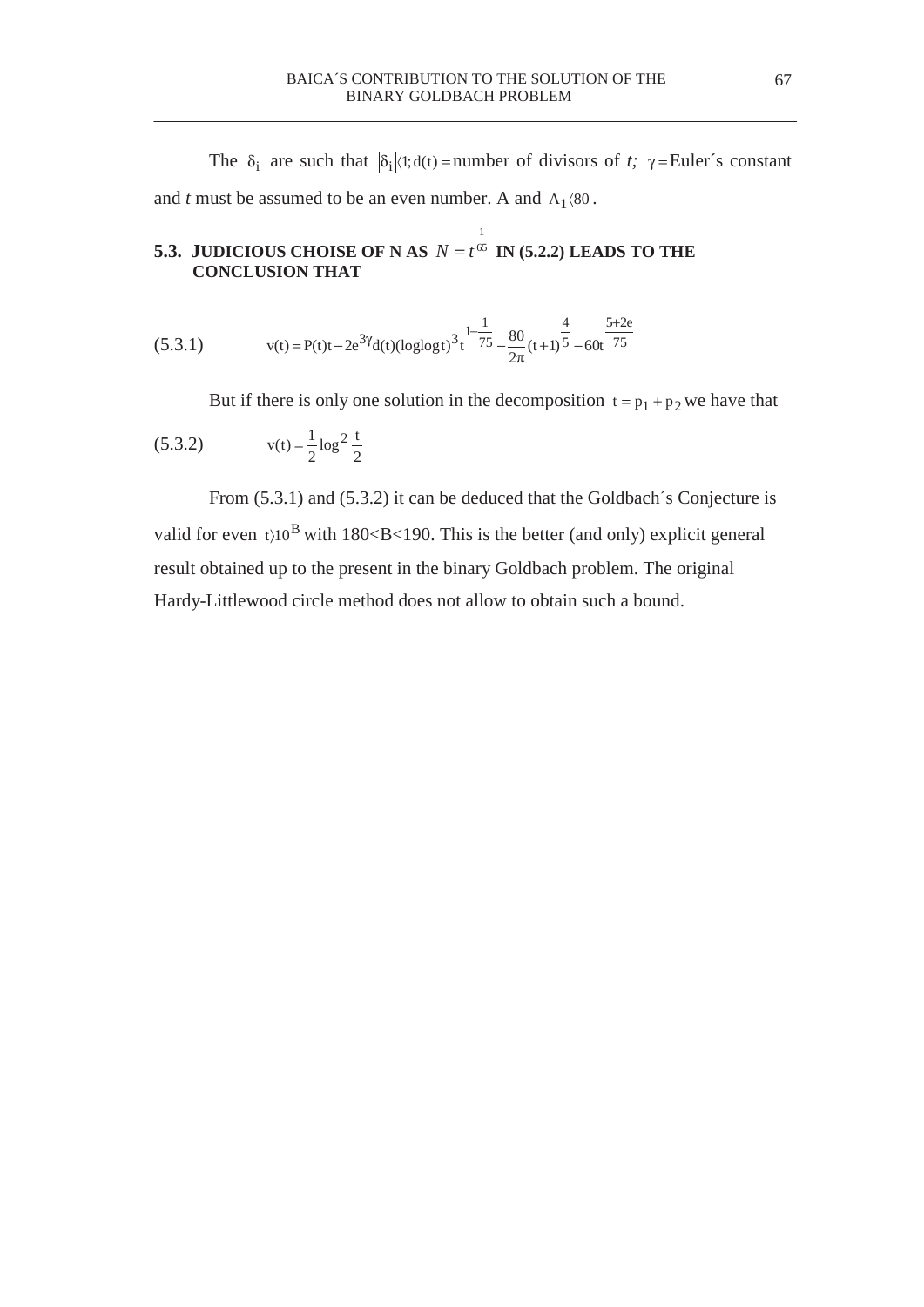The $\delta_i$ are such that $|\delta_i|\langle 1; d(t) =$ number of divisors of *t;* $\gamma =$ Euler´s constant and *t* must be assumed to be an even number. A and $A_1 \langle 80$.

## 5.3. JUDICIOUS CHOISE OF N AS $N = t^{\frac{1}{65}}$ IN (5.2.2) LEADS TO THE CONCLUSION THAT

$$v(t) = P(t)t - 2e^{3\gamma} d(t)(\log\log t)^3 t^{1-\frac{1}{75}} - \frac{80}{2\pi}(t+1)^{\frac{4}{5}} - 60t^{\frac{5+2e}{75}} \tag{5.3.1}$$

But if there is only one solution in the decomposition $t = p_1 + p_2$ we have that

$$v(t) = \frac{1}{2}\log^2 \frac{t}{2} \tag{5.3.2}$$

From (5.3.1) and (5.3.2) it can be deduced that the Goldbach´s Conjecture is valid for even $t \rangle 10^B$ with 180<B<190. This is the better (and only) explicit general result obtained up to the present in the binary Goldbach problem. The original Hardy-Littlewood circle method does not allow to obtain such a bound.